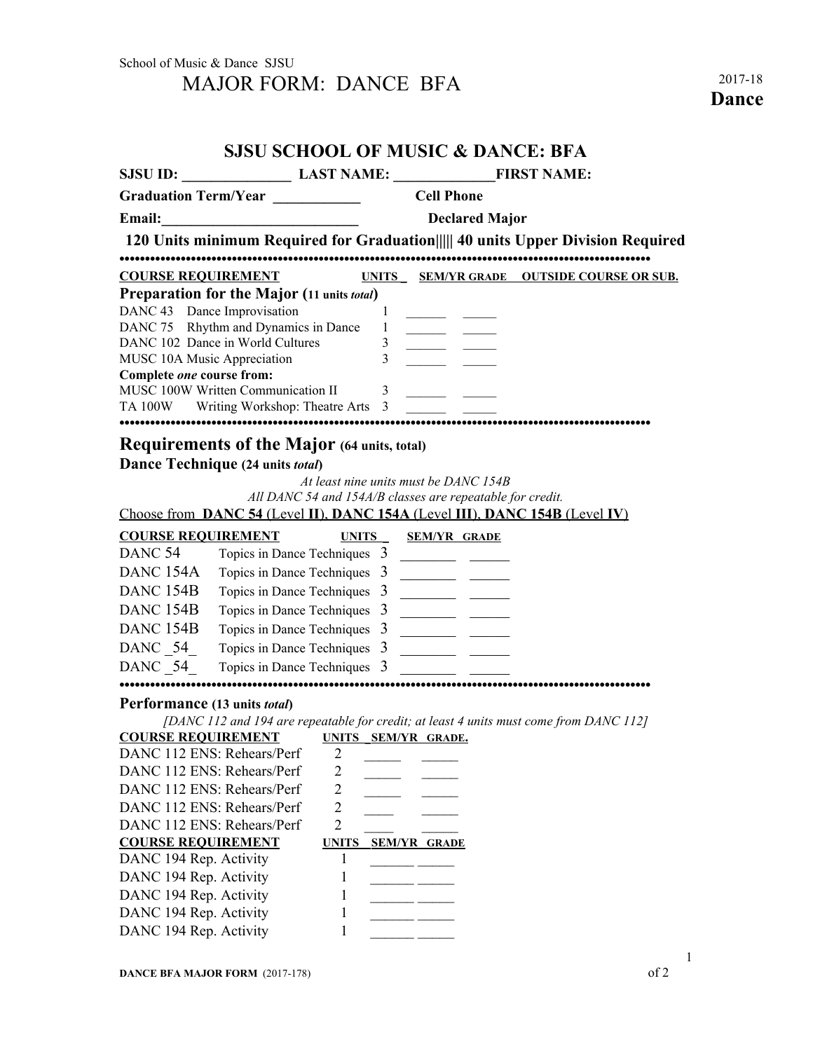School of Music & Dance SJSU

# MAJOR FORM: DANCE BFA

2017-18
**Dance**

## SJSU SCHOOL OF MUSIC & DANCE: BFA

**SJSU ID:** _______________ **LAST NAME:** ______________ **FIRST NAME:**

**Graduation Term/Year** ____________ **Cell Phone**

**Email:**____________________________ **Declared Major**

**120 Units minimum Required for Graduation||||| 40 units Upper Division Required**

•••••••••••••••••••••••••••••••••••••••••••••••••••••••••••••••••••••••••••••••••••••••••••••••••••••

| COURSE REQUIREMENT | UNITS | SEM/YR | GRADE | OUTSIDE COURSE OR SUB. |
|---|---|---|---|---|
| **Preparation for the Major (11 units *total*)** | | | | |
| DANC 43 Dance Improvisation | 1 | ______ | _____ | |
| DANC 75 Rhythm and Dynamics in Dance | 1 | ______ | _____ | |
| DANC 102 Dance in World Cultures | 3 | ______ | _____ | |
| MUSC 10A Music Appreciation | 3 | ______ | _____ | |
| **Complete *one* course from:** | | | | |
| MUSC 100W Written Communication II | 3 | ______ | _____ | |
| TA 100W Writing Workshop: Theatre Arts | 3 | ______ | _____ | |

•••••••••••••••••••••••••••••••••••••••••••••••••••••••••••••••••••••••••••••••••••••••••••••••••••••

## Requirements of the Major (64 units, total)

### Dance Technique (24 units *total*)

*At least nine units must be DANC 154B*

*All DANC 54 and 154A/B classes are repeatable for credit.*

Choose from **DANC 54** (Level **II**), **DANC 154A** (Level **III**), **DANC 154B** (Level **IV**)

| COURSE REQUIREMENT | | UNITS | SEM/YR | GRADE |
|---|---|---|---|---|
| DANC 54 | Topics in Dance Techniques | 3 | ________ | ______ |
| DANC 154A | Topics in Dance Techniques | 3 | ________ | ______ |
| DANC 154B | Topics in Dance Techniques | 3 | ________ | ______ |
| DANC 154B | Topics in Dance Techniques | 3 | ________ | ______ |
| DANC 154B | Topics in Dance Techniques | 3 | ________ | ______ |
| DANC _54_ | Topics in Dance Techniques | 3 | ________ | ______ |
| DANC _54_ | Topics in Dance Techniques | 3 | ________ | ______ |

•••••••••••••••••••••••••••••••••••••••••••••••••••••••••••••••••••••••••••••••••••••••••••••••••••••

### Performance (13 units *total*)

*[DANC 112 and 194 are repeatable for credit; at least 4 units must come from DANC 112]*

| COURSE REQUIREMENT | UNITS | SEM/YR | GRADE. |
|---|---|---|---|
| DANC 112 ENS: Rehears/Perf | 2 | _____ | _____ |
| DANC 112 ENS: Rehears/Perf | 2 | _____ | _____ |
| DANC 112 ENS: Rehears/Perf | 2 | _____ | _____ |
| DANC 112 ENS: Rehears/Perf | 2 | ____ | _____ |
| DANC 112 ENS: Rehears/Perf | 2 | ____ | _____ |

| COURSE REQUIREMENT | UNITS | SEM/YR | GRADE |
|---|---|---|---|
| DANC 194 Rep. Activity | 1 | ______ | _____ |
| DANC 194 Rep. Activity | 1 | ______ | _____ |
| DANC 194 Rep. Activity | 1 | ______ | _____ |
| DANC 194 Rep. Activity | 1 | ______ | _____ |
| DANC 194 Rep. Activity | 1 | ______ | _____ |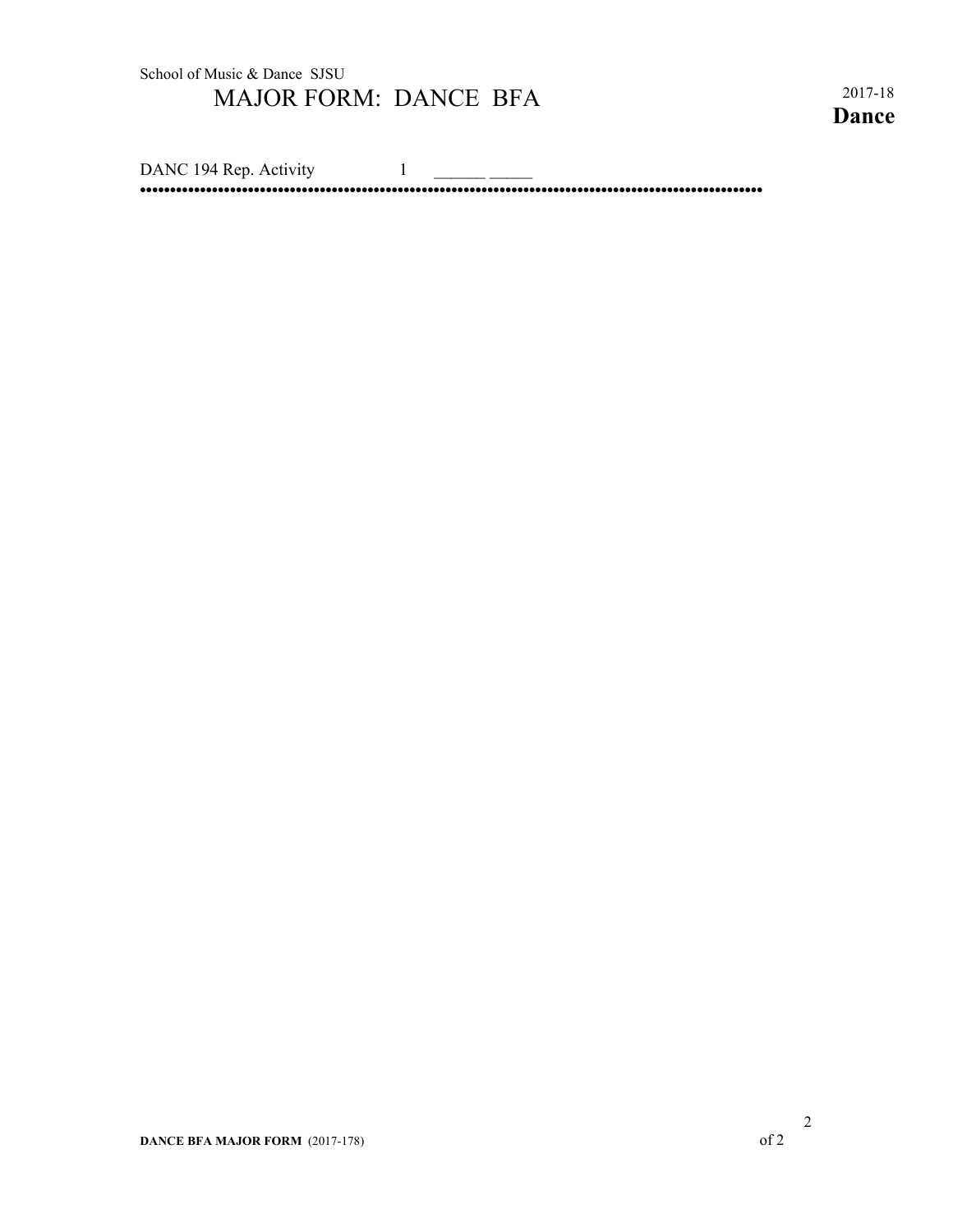School of Music & Dance SJSU

# MAJOR FORM: DANCE BFA

2017-18

**Dance**

DANC 194 Rep. Activity 1 ______ _____

••••••••••••••••••••••••••••••••••••••••••••••••••••••••••••••••••••••••••••••••••••••••••••••••••••••••••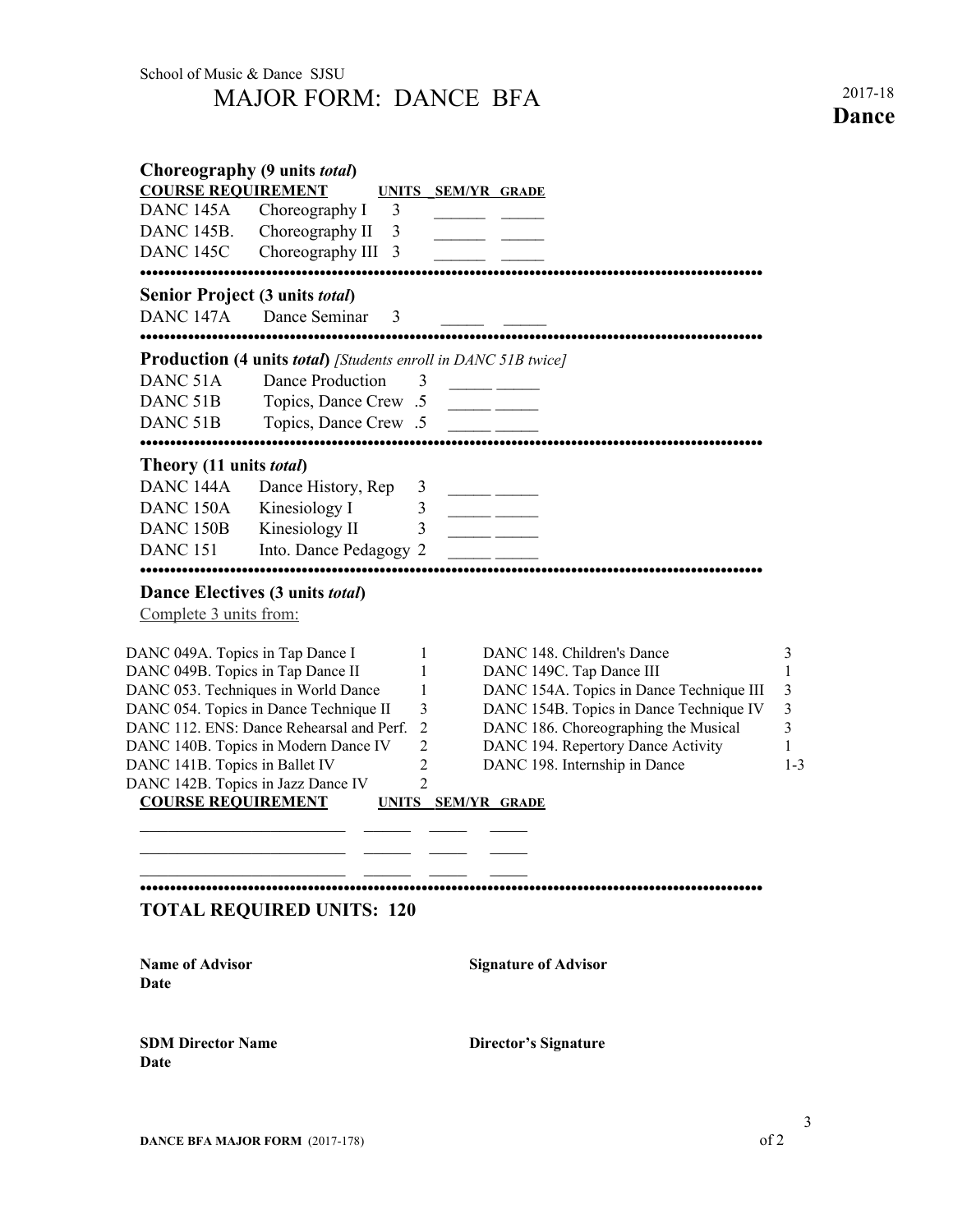School of Music & Dance SJSU

# MAJOR FORM: DANCE BFA

2017-18
**Dance**

### Choreography (9 units *total*)

| COURSE REQUIREMENT | | UNITS | SEM/YR | GRADE |
|---|---|---|---|---|
| DANC 145A | Choreography I | 3 | ______ | _____ |
| DANC 145B. | Choreography II | 3 | ______ | _____ |
| DANC 145C | Choreography III | 3 | ______ | _____ |

•••••••••••••••••••••••••••••••••••••••••••••••••••••••••••••••••••••••••••••••••••••••••••••••

### Senior Project (3 units *total*)

| | | | | |
|---|---|---|---|---|
| DANC 147A | Dance Seminar | 3 | _____ | _____ |

•••••••••••••••••••••••••••••••••••••••••••••••••••••••••••••••••••••••••••••••••••••••••••••••

### Production (4 units *total*) *[Students enroll in DANC 51B twice]*

| | | | | |
|---|---|---|---|---|
| DANC 51A | Dance Production | 3 | _____ | _____ |
| DANC 51B | Topics, Dance Crew | .5 | _____ | _____ |
| DANC 51B | Topics, Dance Crew | .5 | _____ | _____ |

•••••••••••••••••••••••••••••••••••••••••••••••••••••••••••••••••••••••••••••••••••••••••••••••

### Theory (11 units *total*)

| | | | | |
|---|---|---|---|---|
| DANC 144A | Dance History, Rep | 3 | _____ | _____ |
| DANC 150A | Kinesiology I | 3 | _____ | _____ |
| DANC 150B | Kinesiology II | 3 | _____ | _____ |
| DANC 151 | Into. Dance Pedagogy | 2 | _____ | _____ |

•••••••••••••••••••••••••••••••••••••••••••••••••••••••••••••••••••••••••••••••••••••••••••••••

### Dance Electives (3 units *total*)

Complete 3 units from:

| Course | Units | Course | Units |
|---|---|---|---|
| DANC 049A. Topics in Tap Dance I | 1 | DANC 148. Children's Dance | 3 |
| DANC 049B. Topics in Tap Dance II | 1 | DANC 149C. Tap Dance III | 1 |
| DANC 053. Techniques in World Dance | 1 | DANC 154A. Topics in Dance Technique III | 3 |
| DANC 054. Topics in Dance Technique II | 3 | DANC 154B. Topics in Dance Technique IV | 3 |
| DANC 112. ENS: Dance Rehearsal and Perf. | 2 | DANC 186. Choreographing the Musical | 3 |
| DANC 140B. Topics in Modern Dance IV | 2 | DANC 194. Repertory Dance Activity | 1 |
| DANC 141B. Topics in Ballet IV | 2 | DANC 198. Internship in Dance | 1-3 |
| DANC 142B. Topics in Jazz Dance IV | 2 | | |

| COURSE REQUIREMENT | UNITS | SEM/YR | GRADE |
|---|---|---|---|
| _________________________ | ______ | _____ | _____ |
| _________________________ | ______ | _____ | _____ |
| _________________________ | ______ | _____ | _____ |

•••••••••••••••••••••••••••••••••••••••••••••••••••••••••••••••••••••••••••••••••••••••••••••••

### TOTAL REQUIRED UNITS: 120

**Name of Advisor** **Signature of Advisor**
**Date**

**SDM Director Name** **Director's Signature**
**Date**

**DANCE BFA MAJOR FORM** (2017-178)